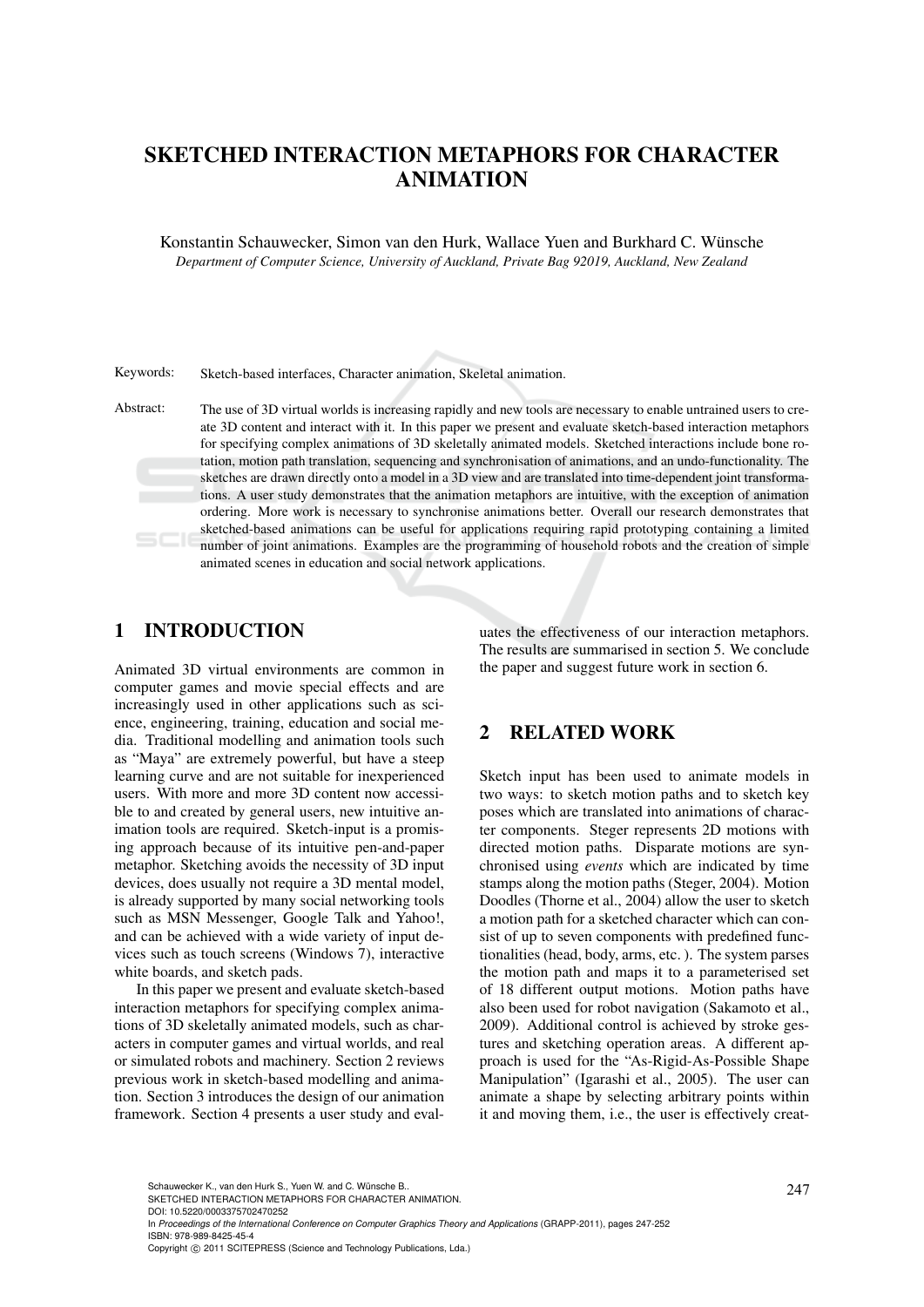# SKETCHED INTERACTION METAPHORS FOR CHARACTER ANIMATION

Konstantin Schauwecker, Simon van den Hurk, Wallace Yuen and Burkhard C. Wünsche

*Department of Computer Science, University of Auckland, Private Bag 92019, Auckland, New Zealand*

Keywords: Sketch-based interfaces, Character animation, Skeletal animation.

Abstract: The use of 3D virtual worlds is increasing rapidly and new tools are necessary to enable untrained users to create 3D content and interact with it. In this paper we present and evaluate sketch-based interaction metaphors for specifying complex animations of 3D skeletally animated models. Sketched interactions include bone rotation, motion path translation, sequencing and synchronisation of animations, and an undo-functionality. The sketches are drawn directly onto a model in a 3D view and are translated into time-dependent joint transformations. A user study demonstrates that the animation metaphors are intuitive, with the exception of animation ordering. More work is necessary to synchronise animations better. Overall our research demonstrates that sketched-based animations can be useful for applications requiring rapid prototyping containing a limited number of joint animations. Examples are the programming of household robots and the creation of simple animated scenes in education and social network applications.

## 1 INTRODUCTION

Animated 3D virtual environments are common in computer games and movie special effects and are increasingly used in other applications such as science, engineering, training, education and social media. Traditional modelling and animation tools such as "Maya" are extremely powerful, but have a steep learning curve and are not suitable for inexperienced users. With more and more 3D content now accessible to and created by general users, new intuitive animation tools are required. Sketch-input is a promising approach because of its intuitive pen-and-paper metaphor. Sketching avoids the necessity of 3D input devices, does usually not require a 3D mental model, is already supported by many social networking tools such as MSN Messenger, Google Talk and Yahoo!, and can be achieved with a wide variety of input devices such as touch screens (Windows 7), interactive white boards, and sketch pads.

In this paper we present and evaluate sketch-based interaction metaphors for specifying complex animations of 3D skeletally animated models, such as characters in computer games and virtual worlds, and real or simulated robots and machinery. Section 2 reviews previous work in sketch-based modelling and animation. Section 3 introduces the design of our animation framework. Section 4 presents a user study and evaluates the effectiveness of our interaction metaphors. The results are summarised in section 5. We conclude the paper and suggest future work in section 6.

## 2 RELATED WORK

Sketch input has been used to animate models in two ways: to sketch motion paths and to sketch key poses which are translated into animations of character components. Steger represents 2D motions with directed motion paths. Disparate motions are synchronised using *events* which are indicated by time stamps along the motion paths (Steger, 2004). Motion Doodles (Thorne et al., 2004) allow the user to sketch a motion path for a sketched character which can consist of up to seven components with predefined functionalities (head, body, arms, etc. ). The system parses the motion path and maps it to a parameterised set of 18 different output motions. Motion paths have also been used for robot navigation (Sakamoto et al., 2009). Additional control is achieved by stroke gestures and sketching operation areas. A different approach is used for the "As-Rigid-As-Possible Shape Manipulation" (Igarashi et al., 2005). The user can animate a shape by selecting arbitrary points within it and moving them, i.e., the user is effectively creat-

Schauwecker K., van den Hurk S., Yuen W. and C. Wünsche B..
SKETCHED INTERACTION METAPHORS FOR CHARACTER ANIMATION.
DOI: 10.5220/0003375702470252
In *Proceedings of the International Conference on Computer Graphics Theory and Applications* (GRAPP-2011), pages 247-252
ISBN: 978-989-8425-45-4
Copyright © 2011 SCITEPRESS (Science and Technology Publications, Lda.)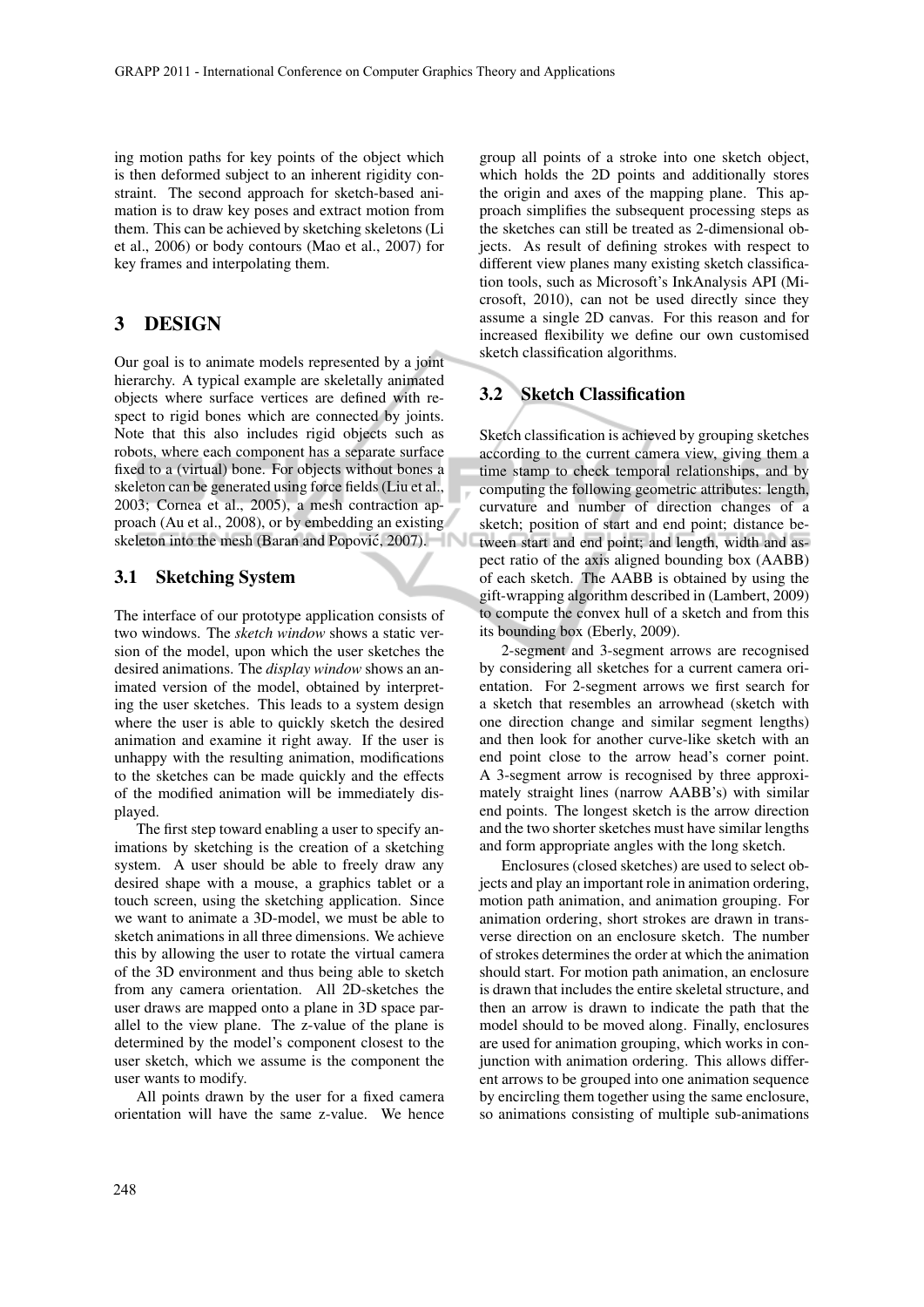ing motion paths for key points of the object which is then deformed subject to an inherent rigidity constraint. The second approach for sketch-based animation is to draw key poses and extract motion from them. This can be achieved by sketching skeletons (Li et al., 2006) or body contours (Mao et al., 2007) for key frames and interpolating them.

## 3 DESIGN

Our goal is to animate models represented by a joint hierarchy. A typical example are skeletally animated objects where surface vertices are defined with respect to rigid bones which are connected by joints. Note that this also includes rigid objects such as robots, where each component has a separate surface fixed to a (virtual) bone. For objects without bones a skeleton can be generated using force fields (Liu et al., 2003; Cornea et al., 2005), a mesh contraction approach (Au et al., 2008), or by embedding an existing skeleton into the mesh (Baran and Popović, 2007).

### 3.1 Sketching System

The interface of our prototype application consists of two windows. The *sketch window* shows a static version of the model, upon which the user sketches the desired animations. The *display window* shows an animated version of the model, obtained by interpreting the user sketches. This leads to a system design where the user is able to quickly sketch the desired animation and examine it right away. If the user is unhappy with the resulting animation, modifications to the sketches can be made quickly and the effects of the modified animation will be immediately displayed.

The first step toward enabling a user to specify animations by sketching is the creation of a sketching system. A user should be able to freely draw any desired shape with a mouse, a graphics tablet or a touch screen, using the sketching application. Since we want to animate a 3D-model, we must be able to sketch animations in all three dimensions. We achieve this by allowing the user to rotate the virtual camera of the 3D environment and thus being able to sketch from any camera orientation. All 2D-sketches the user draws are mapped onto a plane in 3D space parallel to the view plane. The z-value of the plane is determined by the model's component closest to the user sketch, which we assume is the component the user wants to modify.

All points drawn by the user for a fixed camera orientation will have the same z-value. We hence group all points of a stroke into one sketch object, which holds the 2D points and additionally stores the origin and axes of the mapping plane. This approach simplifies the subsequent processing steps as the sketches can still be treated as 2-dimensional objects. As result of defining strokes with respect to different view planes many existing sketch classification tools, such as Microsoft's InkAnalysis API (Microsoft, 2010), can not be used directly since they assume a single 2D canvas. For this reason and for increased flexibility we define our own customised sketch classification algorithms.

### 3.2 Sketch Classification

Sketch classification is achieved by grouping sketches according to the current camera view, giving them a time stamp to check temporal relationships, and by computing the following geometric attributes: length, curvature and number of direction changes of a sketch; position of start and end point; distance between start and end point; and length, width and aspect ratio of the axis aligned bounding box (AABB) of each sketch. The AABB is obtained by using the gift-wrapping algorithm described in (Lambert, 2009) to compute the convex hull of a sketch and from this its bounding box (Eberly, 2009).

2-segment and 3-segment arrows are recognised by considering all sketches for a current camera orientation. For 2-segment arrows we first search for a sketch that resembles an arrowhead (sketch with one direction change and similar segment lengths) and then look for another curve-like sketch with an end point close to the arrow head's corner point. A 3-segment arrow is recognised by three approximately straight lines (narrow AABB's) with similar end points. The longest sketch is the arrow direction and the two shorter sketches must have similar lengths and form appropriate angles with the long sketch.

Enclosures (closed sketches) are used to select objects and play an important role in animation ordering, motion path animation, and animation grouping. For animation ordering, short strokes are drawn in transverse direction on an enclosure sketch. The number of strokes determines the order at which the animation should start. For motion path animation, an enclosure is drawn that includes the entire skeletal structure, and then an arrow is drawn to indicate the path that the model should to be moved along. Finally, enclosures are used for animation grouping, which works in conjunction with animation ordering. This allows different arrows to be grouped into one animation sequence by encircling them together using the same enclosure, so animations consisting of multiple sub-animations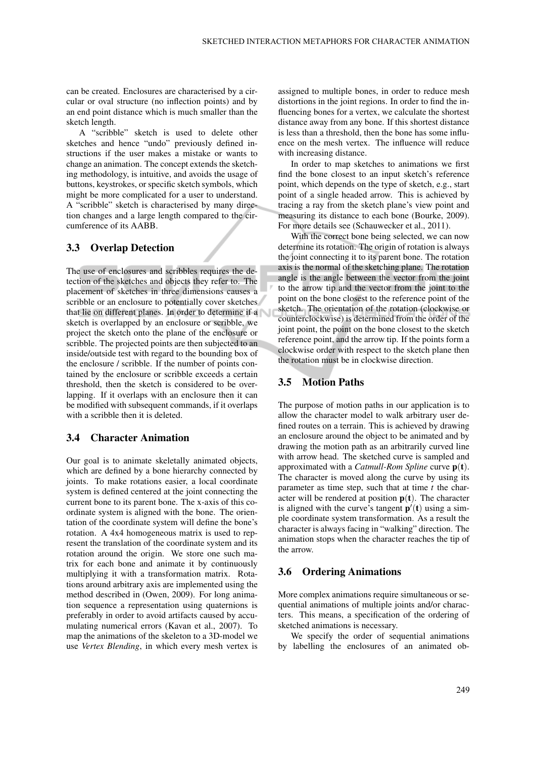can be created. Enclosures are characterised by a circular or oval structure (no inflection points) and by an end point distance which is much smaller than the sketch length.

A "scribble" sketch is used to delete other sketches and hence "undo" previously defined instructions if the user makes a mistake or wants to change an animation. The concept extends the sketching methodology, is intuitive, and avoids the usage of buttons, keystrokes, or specific sketch symbols, which might be more complicated for a user to understand. A "scribble" sketch is characterised by many direction changes and a large length compared to the circumference of its AABB.

### 3.3 Overlap Detection

The use of enclosures and scribbles requires the detection of the sketches and objects they refer to. The placement of sketches in three dimensions causes a scribble or an enclosure to potentially cover sketches that lie on different planes. In order to determine if a sketch is overlapped by an enclosure or scribble, we project the sketch onto the plane of the enclosure or scribble. The projected points are then subjected to an inside/outside test with regard to the bounding box of the enclosure / scribble. If the number of points contained by the enclosure or scribble exceeds a certain threshold, then the sketch is considered to be overlapping. If it overlaps with an enclosure then it can be modified with subsequent commands, if it overlaps with a scribble then it is deleted.

### 3.4 Character Animation

Our goal is to animate skeletally animated objects, which are defined by a bone hierarchy connected by joints. To make rotations easier, a local coordinate system is defined centered at the joint connecting the current bone to its parent bone. The x-axis of this coordinate system is aligned with the bone. The orientation of the coordinate system will define the bone's rotation. A 4x4 homogeneous matrix is used to represent the translation of the coordinate system and its rotation around the origin. We store one such matrix for each bone and animate it by continuously multiplying it with a transformation matrix. Rotations around arbitrary axis are implemented using the method described in (Owen, 2009). For long animation sequence a representation using quaternions is preferably in order to avoid artifacts caused by accumulating numerical errors (Kavan et al., 2007). To map the animations of the skeleton to a 3D-model we use *Vertex Blending*, in which every mesh vertex is assigned to multiple bones, in order to reduce mesh distortions in the joint regions. In order to find the influencing bones for a vertex, we calculate the shortest distance away from any bone. If this shortest distance is less than a threshold, then the bone has some influence on the mesh vertex. The influence will reduce with increasing distance.

In order to map sketches to animations we first find the bone closest to an input sketch's reference point, which depends on the type of sketch, e.g., start point of a single headed arrow. This is achieved by tracing a ray from the sketch plane's view point and measuring its distance to each bone (Bourke, 2009). For more details see (Schauwecker et al., 2011).

With the correct bone being selected, we can now determine its rotation. The origin of rotation is always the joint connecting it to its parent bone. The rotation axis is the normal of the sketching plane. The rotation angle is the angle between the vector from the joint to the arrow tip and the vector from the joint to the point on the bone closest to the reference point of the sketch. The orientation of the rotation (clockwise or counterclockwise) is determined from the order of the joint point, the point on the bone closest to the sketch reference point, and the arrow tip. If the points form a clockwise order with respect to the sketch plane then the rotation must be in clockwise direction.

### 3.5 Motion Paths

The purpose of motion paths in our application is to allow the character model to walk arbitrary user defined routes on a terrain. This is achieved by drawing an enclosure around the object to be animated and by drawing the motion path as an arbitrarily curved line with arrow head. The sketched curve is sampled and approximated with a *Catmull-Rom Spline* curve $\mathbf{p}(\mathbf{t})$. The character is moved along the curve by using its parameter as time step, such that at time $t$ the character will be rendered at position $\mathbf{p}(\mathbf{t})$. The character is aligned with the curve's tangent $\mathbf{p}'(\mathbf{t})$ using a simple coordinate system transformation. As a result the character is always facing in "walking" direction. The animation stops when the character reaches the tip of the arrow.

### 3.6 Ordering Animations

More complex animations require simultaneous or sequential animations of multiple joints and/or characters. This means, a specification of the ordering of sketched animations is necessary.

We specify the order of sequential animations by labelling the enclosures of an animated ob-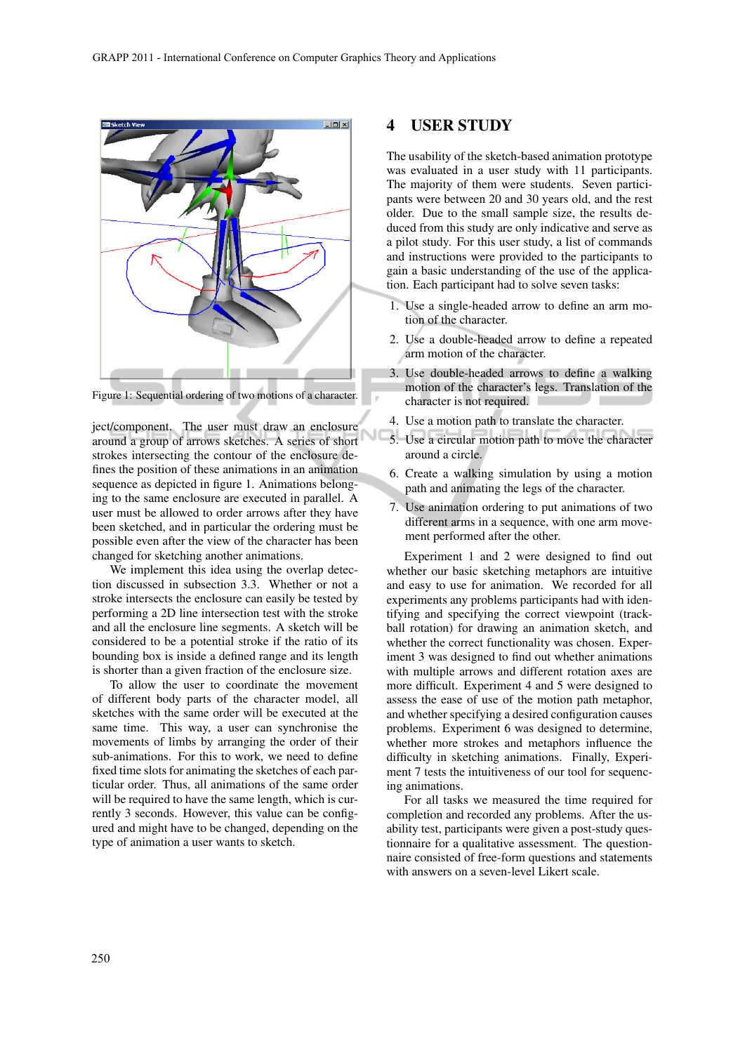Figure 1: Sequential ordering of two motions of a character.

ject/component. The user must draw an enclosure around a group of arrows sketches. A series of short strokes intersecting the contour of the enclosure defines the position of these animations in an animation sequence as depicted in figure 1. Animations belonging to the same enclosure are executed in parallel. A user must be allowed to order arrows after they have been sketched, and in particular the ordering must be possible even after the view of the character has been changed for sketching another animations.

We implement this idea using the overlap detection discussed in subsection 3.3. Whether or not a stroke intersects the enclosure can easily be tested by performing a 2D line intersection test with the stroke and all the enclosure line segments. A sketch will be considered to be a potential stroke if the ratio of its bounding box is inside a defined range and its length is shorter than a given fraction of the enclosure size.

To allow the user to coordinate the movement of different body parts of the character model, all sketches with the same order will be executed at the same time. This way, a user can synchronise the movements of limbs by arranging the order of their sub-animations. For this to work, we need to define fixed time slots for animating the sketches of each particular order. Thus, all animations of the same order will be required to have the same length, which is currently 3 seconds. However, this value can be configured and might have to be changed, depending on the type of animation a user wants to sketch.

# 4 USER STUDY

The usability of the sketch-based animation prototype was evaluated in a user study with 11 participants. The majority of them were students. Seven participants were between 20 and 30 years old, and the rest older. Due to the small sample size, the results deduced from this study are only indicative and serve as a pilot study. For this user study, a list of commands and instructions were provided to the participants to gain a basic understanding of the use of the application. Each participant had to solve seven tasks:

1. Use a single-headed arrow to define an arm motion of the character.
2. Use a double-headed arrow to define a repeated arm motion of the character.
3. Use double-headed arrows to define a walking motion of the character's legs. Translation of the character is not required.
4. Use a motion path to translate the character.
5. Use a circular motion path to move the character around a circle.
6. Create a walking simulation by using a motion path and animating the legs of the character.
7. Use animation ordering to put animations of two different arms in a sequence, with one arm movement performed after the other.

Experiment 1 and 2 were designed to find out whether our basic sketching metaphors are intuitive and easy to use for animation. We recorded for all experiments any problems participants had with identifying and specifying the correct viewpoint (trackball rotation) for drawing an animation sketch, and whether the correct functionality was chosen. Experiment 3 was designed to find out whether animations with multiple arrows and different rotation axes are more difficult. Experiment 4 and 5 were designed to assess the ease of use of the motion path metaphor, and whether specifying a desired configuration causes problems. Experiment 6 was designed to determine, whether more strokes and metaphors influence the difficulty in sketching animations. Finally, Experiment 7 tests the intuitiveness of our tool for sequencing animations.

For all tasks we measured the time required for completion and recorded any problems. After the usability test, participants were given a post-study questionnaire for a qualitative assessment. The questionnaire consisted of free-form questions and statements with answers on a seven-level Likert scale.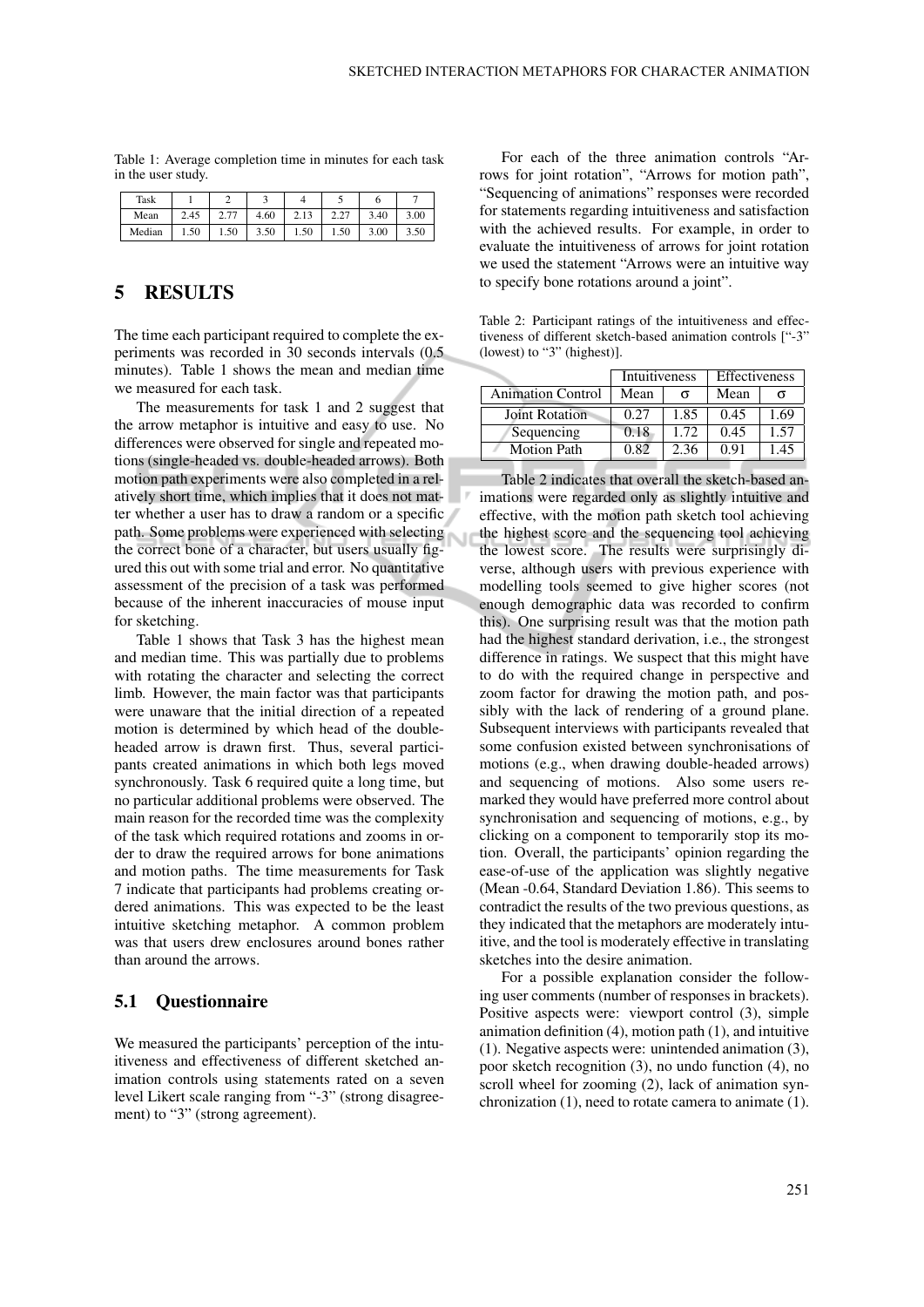Table 1: Average completion time in minutes for each task in the user study.

| Task | 1 | 2 | 3 | 4 | 5 | 6 | 7 |
|---|---|---|---|---|---|---|---|
| Mean | 2.45 | 2.77 | 4.60 | 2.13 | 2.27 | 3.40 | 3.00 |
| Median | 1.50 | 1.50 | 3.50 | 1.50 | 1.50 | 3.00 | 3.50 |

## 5 RESULTS

The time each participant required to complete the experiments was recorded in 30 seconds intervals (0.5 minutes). Table 1 shows the mean and median time we measured for each task.

The measurements for task 1 and 2 suggest that the arrow metaphor is intuitive and easy to use. No differences were observed for single and repeated motions (single-headed vs. double-headed arrows). Both motion path experiments were also completed in a relatively short time, which implies that it does not matter whether a user has to draw a random or a specific path. Some problems were experienced with selecting the correct bone of a character, but users usually figured this out with some trial and error. No quantitative assessment of the precision of a task was performed because of the inherent inaccuracies of mouse input for sketching.

Table 1 shows that Task 3 has the highest mean and median time. This was partially due to problems with rotating the character and selecting the correct limb. However, the main factor was that participants were unaware that the initial direction of a repeated motion is determined by which head of the double-headed arrow is drawn first. Thus, several participants created animations in which both legs moved synchronously. Task 6 required quite a long time, but no particular additional problems were observed. The main reason for the recorded time was the complexity of the task which required rotations and zooms in order to draw the required arrows for bone animations and motion paths. The time measurements for Task 7 indicate that participants had problems creating ordered animations. This was expected to be the least intuitive sketching metaphor. A common problem was that users drew enclosures around bones rather than around the arrows.

### 5.1 Questionnaire

We measured the participants' perception of the intuitiveness and effectiveness of different sketched animation controls using statements rated on a seven level Likert scale ranging from "-3" (strong disagreement) to "3" (strong agreement).

For each of the three animation controls "Arrows for joint rotation", "Arrows for motion path", "Sequencing of animations" responses were recorded for statements regarding intuitiveness and satisfaction with the achieved results. For example, in order to evaluate the intuitiveness of arrows for joint rotation we used the statement "Arrows were an intuitive way to specify bone rotations around a joint".

Table 2: Participant ratings of the intuitiveness and effectiveness of different sketch-based animation controls ["-3" (lowest) to "3" (highest)].

| | Intuitiveness | | Effectiveness | |
|---|---|---|---|---|
| Animation Control | Mean | σ | Mean | σ |
| Joint Rotation | 0.27 | 1.85 | 0.45 | 1.69 |
| Sequencing | 0.18 | 1.72 | 0.45 | 1.57 |
| Motion Path | 0.82 | 2.36 | 0.91 | 1.45 |

Table 2 indicates that overall the sketch-based animations were regarded only as slightly intuitive and effective, with the motion path sketch tool achieving the highest score and the sequencing tool achieving the lowest score. The results were surprisingly diverse, although users with previous experience with modelling tools seemed to give higher scores (not enough demographic data was recorded to confirm this). One surprising result was that the motion path had the highest standard derivation, i.e., the strongest difference in ratings. We suspect that this might have to do with the required change in perspective and zoom factor for drawing the motion path, and possibly with the lack of rendering of a ground plane. Subsequent interviews with participants revealed that some confusion existed between synchronisations of motions (e.g., when drawing double-headed arrows) and sequencing of motions. Also some users remarked they would have preferred more control about synchronisation and sequencing of motions, e.g., by clicking on a component to temporarily stop its motion. Overall, the participants' opinion regarding the ease-of-use of the application was slightly negative (Mean -0.64, Standard Deviation 1.86). This seems to contradict the results of the two previous questions, as they indicated that the metaphors are moderately intuitive, and the tool is moderately effective in translating sketches into the desire animation.

For a possible explanation consider the following user comments (number of responses in brackets). Positive aspects were: viewport control (3), simple animation definition (4), motion path (1), and intuitive (1). Negative aspects were: unintended animation (3), poor sketch recognition (3), no undo function (4), no scroll wheel for zooming (2), lack of animation synchronization (1), need to rotate camera to animate (1).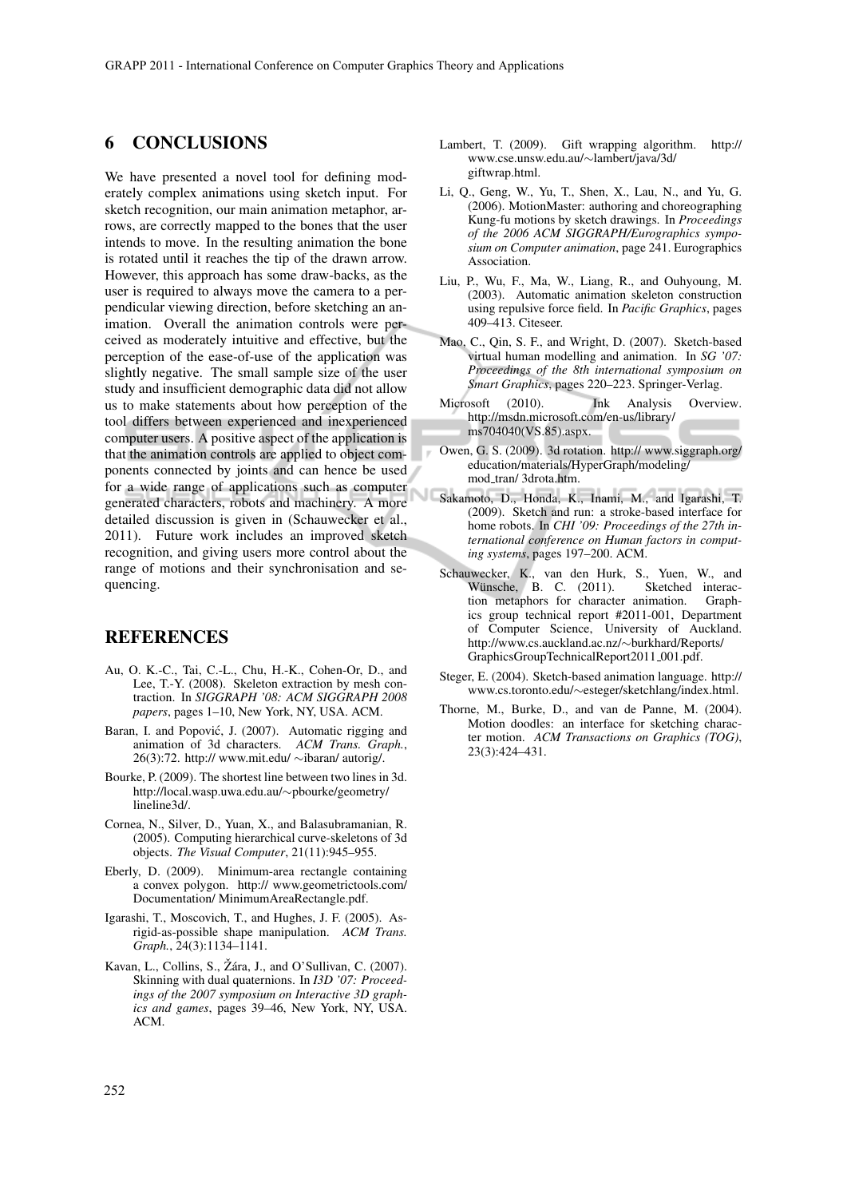## 6 CONCLUSIONS

We have presented a novel tool for defining moderately complex animations using sketch input. For sketch recognition, our main animation metaphor, arrows, are correctly mapped to the bones that the user intends to move. In the resulting animation the bone is rotated until it reaches the tip of the drawn arrow. However, this approach has some draw-backs, as the user is required to always move the camera to a perpendicular viewing direction, before sketching an animation. Overall the animation controls were perceived as moderately intuitive and effective, but the perception of the ease-of-use of the application was slightly negative. The small sample size of the user study and insufficient demographic data did not allow us to make statements about how perception of the tool differs between experienced and inexperienced computer users. A positive aspect of the application is that the animation controls are applied to object components connected by joints and can hence be used for a wide range of applications such as computer generated characters, robots and machinery. A more detailed discussion is given in (Schauwecker et al., 2011). Future work includes an improved sketch recognition, and giving users more control about the range of motions and their synchronisation and sequencing.

## REFERENCES

Au, O. K.-C., Tai, C.-L., Chu, H.-K., Cohen-Or, D., and Lee, T.-Y. (2008). Skeleton extraction by mesh contraction. In *SIGGRAPH '08: ACM SIGGRAPH 2008 papers*, pages 1–10, New York, NY, USA. ACM.

Baran, I. and Popović, J. (2007). Automatic rigging and animation of 3d characters. *ACM Trans. Graph.*, 26(3):72. http:// www.mit.edu/ ∼ibaran/ autorig/.

Bourke, P. (2009). The shortest line between two lines in 3d. http://local.wasp.uwa.edu.au/∼pbourke/geometry/ lineline3d/.

Cornea, N., Silver, D., Yuan, X., and Balasubramanian, R. (2005). Computing hierarchical curve-skeletons of 3d objects. *The Visual Computer*, 21(11):945–955.

Eberly, D. (2009). Minimum-area rectangle containing a convex polygon. http:// www.geometrictools.com/ Documentation/ MinimumAreaRectangle.pdf.

Igarashi, T., Moscovich, T., and Hughes, J. F. (2005). As-rigid-as-possible shape manipulation. *ACM Trans. Graph.*, 24(3):1134–1141.

Kavan, L., Collins, S., Žára, J., and O'Sullivan, C. (2007). Skinning with dual quaternions. In *I3D '07: Proceedings of the 2007 symposium on Interactive 3D graphics and games*, pages 39–46, New York, NY, USA. ACM.

Lambert, T. (2009). Gift wrapping algorithm. http:// www.cse.unsw.edu.au/∼lambert/java/3d/ giftwrap.html.

Li, Q., Geng, W., Yu, T., Shen, X., Lau, N., and Yu, G. (2006). MotionMaster: authoring and choreographing Kung-fu motions by sketch drawings. In *Proceedings of the 2006 ACM SIGGRAPH/Eurographics symposium on Computer animation*, page 241. Eurographics Association.

Liu, P., Wu, F., Ma, W., Liang, R., and Ouhyoung, M. (2003). Automatic animation skeleton construction using repulsive force field. In *Pacific Graphics*, pages 409–413. Citeseer.

Mao, C., Qin, S. F., and Wright, D. (2007). Sketch-based virtual human modelling and animation. In *SG '07: Proceedings of the 8th international symposium on Smart Graphics*, pages 220–223. Springer-Verlag.

Microsoft (2010). Ink Analysis Overview. http://msdn.microsoft.com/en-us/library/ ms704040(VS.85).aspx.

Owen, G. S. (2009). 3d rotation. http:// www.siggraph.org/ education/materials/HyperGraph/modeling/ mod_tran/ 3drota.htm.

Sakamoto, D., Honda, K., Inami, M., and Igarashi, T. (2009). Sketch and run: a stroke-based interface for home robots. In *CHI '09: Proceedings of the 27th international conference on Human factors in computing systems*, pages 197–200. ACM.

Schauwecker, K., van den Hurk, S., Yuen, W., and Wünsche, B. C. (2011). Sketched interaction metaphors for character animation. Graphics group technical report #2011-001, Department of Computer Science, University of Auckland. http://www.cs.auckland.ac.nz/∼burkhard/Reports/ GraphicsGroupTechnicalReport2011_001.pdf.

Steger, E. (2004). Sketch-based animation language. http:// www.cs.toronto.edu/∼esteger/sketchlang/index.html.

Thorne, M., Burke, D., and van de Panne, M. (2004). Motion doodles: an interface for sketching character motion. *ACM Transactions on Graphics (TOG)*, 23(3):424–431.